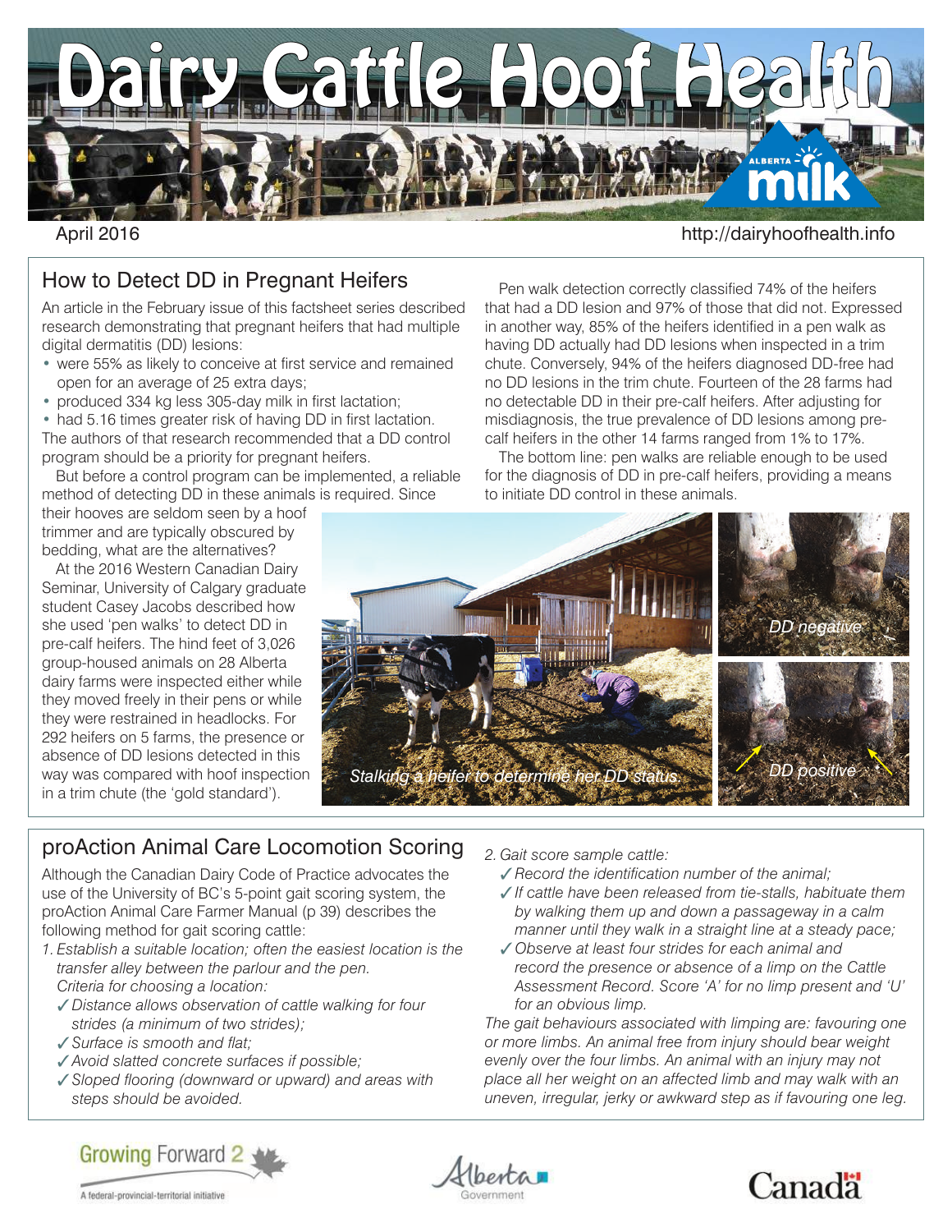# Dairy Cattle Hoof Health

April 2016

http://dairyhoofhealth.info

## How to Detect DD in Pregnant Heifers

An article in the February issue of this factsheet series described research demonstrating that pregnant heifers that had multiple digital dermatitis (DD) lesions:

- were 55% as likely to conceive at first service and remained open for an average of 25 extra days;
- produced 334 kg less 305-day milk in first lactation;
- had 5.16 times greater risk of having DD in first lactation.

The authors of that research recommended that a DD control program should be a priority for pregnant heifers.

But before a control program can be implemented, a reliable method of detecting DD in these animals is required. Since their hooves are seldom seen by a hoof trimmer and are typically obscured by bedding, what are the alternatives?

At the 2016 Western Canadian Dairy Seminar, University of Calgary graduate student Casey Jacobs described how she used 'pen walks' to detect DD in pre-calf heifers. The hind feet of 3,026 group-housed animals on 28 Alberta dairy farms were inspected either while they moved freely in their pens or while they were restrained in headlocks. For 292 heifers on 5 farms, the presence or absence of DD lesions detected in this way was compared with hoof inspection in a trim chute (the 'gold standard').

Pen walk detection correctly classified 74% of the heifers that had a DD lesion and 97% of those that did not. Expressed in another way, 85% of the heifers identified in a pen walk as having DD actually had DD lesions when inspected in a trim chute. Conversely, 94% of the heifers diagnosed DD-free had no DD lesions in the trim chute. Fourteen of the 28 farms had no detectable DD in their pre-calf heifers. After adjusting for misdiagnosis, the true prevalence of DD lesions among pre-calf heifers in the other 14 farms ranged from 1% to 17%.

The bottom line: pen walks are reliable enough to be used for the diagnosis of DD in pre-calf heifers, providing a means to initiate DD control in these animals.

*Stalking a heifer to determine her DD status.*

*DD negative*

*DD positive*

## proAction Animal Care Locomotion Scoring

Although the Canadian Dairy Code of Practice advocates the use of the University of BC's 5-point gait scoring system, the proAction Animal Care Farmer Manual (p 39) describes the following method for gait scoring cattle:

1. *Establish a suitable location; often the easiest location is the transfer alley between the parlour and the pen.*
   *Criteria for choosing a location:*
   - ✓ *Distance allows observation of cattle walking for four strides (a minimum of two strides);*
   - ✓ *Surface is smooth and flat;*
   - ✓ *Avoid slatted concrete surfaces if possible;*
   - ✓ *Sloped flooring (downward or upward) and areas with steps should be avoided.*
2. *Gait score sample cattle:*
   - ✓ *Record the identification number of the animal;*
   - ✓ *If cattle have been released from tie-stalls, habituate them by walking them up and down a passageway in a calm manner until they walk in a straight line at a steady pace;*
   - ✓ *Observe at least four strides for each animal and record the presence or absence of a limp on the Cattle Assessment Record. Score 'A' for no limp present and 'U' for an obvious limp.*

*The gait behaviours associated with limping are: favouring one or more limbs. An animal free from injury should bear weight evenly over the four limbs. An animal with an injury may not place all her weight on an affected limb and may walk with an uneven, irregular, jerky or awkward step as if favouring one leg.*

Growing Forward 2 — A federal-provincial-territorial initiative

Alberta Government

Canada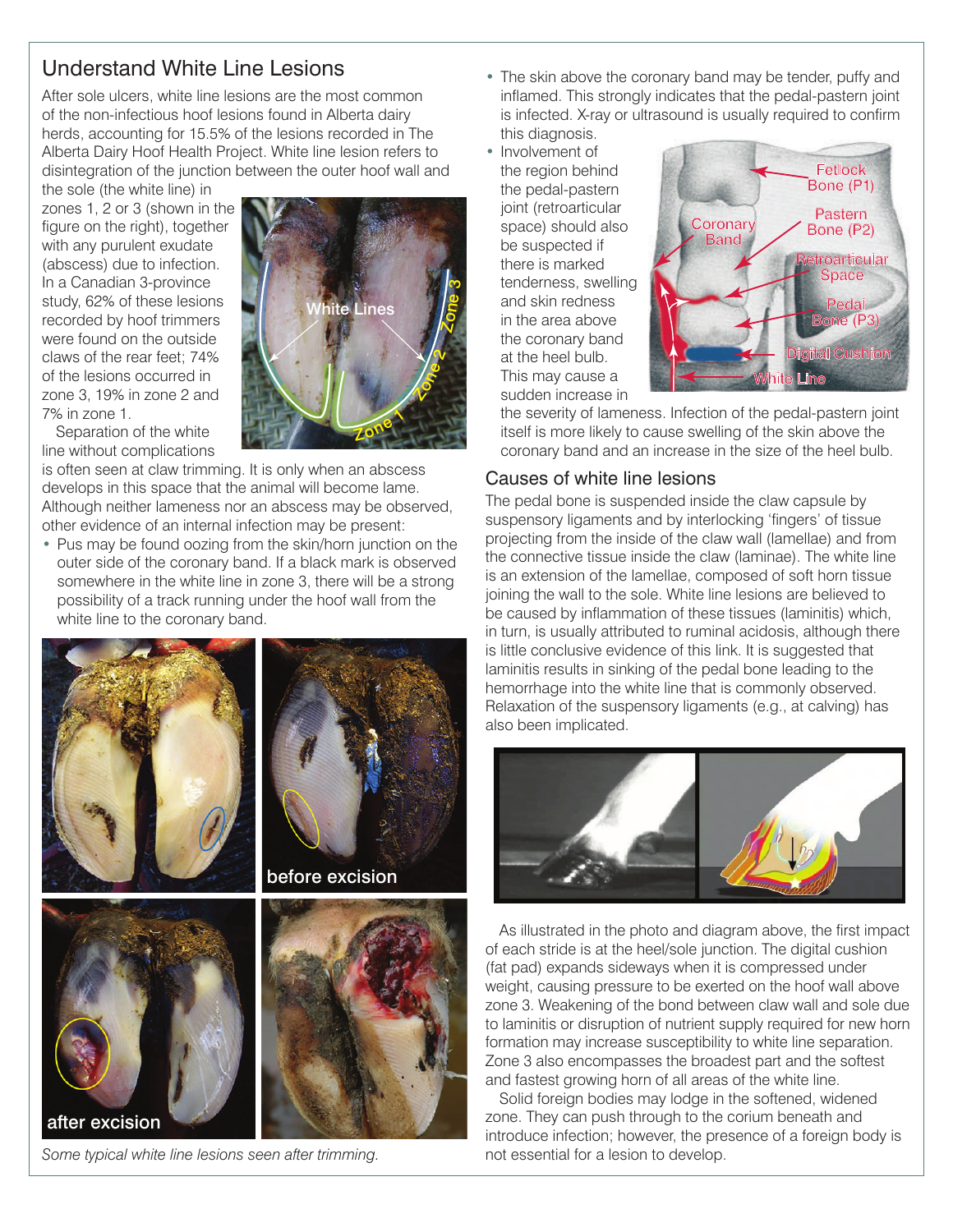## Understand White Line Lesions

After sole ulcers, white line lesions are the most common of the non-infectious hoof lesions found in Alberta dairy herds, accounting for 15.5% of the lesions recorded in The Alberta Dairy Hoof Health Project. White line lesion refers to disintegration of the junction between the outer hoof wall and the sole (the white line) in zones 1, 2 or 3 (shown in the figure on the right), together with any purulent exudate (abscess) due to infection. In a Canadian 3-province study, 62% of these lesions recorded by hoof trimmers were found on the outside claws of the rear feet; 74% of the lesions occurred in zone 3, 19% in zone 2 and 7% in zone 1.

White Lines
Zone 3
Zone 2
Zone 1

Separation of the white line without complications is often seen at claw trimming. It is only when an abscess develops in this space that the animal will become lame. Although neither lameness nor an abscess may be observed, other evidence of an internal infection may be present:

- Pus may be found oozing from the skin/horn junction on the outer side of the coronary band. If a black mark is observed somewhere in the white line in zone 3, there will be a strong possibility of a track running under the hoof wall from the white line to the coronary band.

before excision

after excision

*Some typical white line lesions seen after trimming.*

- The skin above the coronary band may be tender, puffy and inflamed. This strongly indicates that the pedal-pastern joint is infected. X-ray or ultrasound is usually required to confirm this diagnosis.
- Involvement of the region behind the pedal-pastern joint (retroarticular space) should also be suspected if there is marked tenderness, swelling and skin redness in the area above the coronary band at the heel bulb. This may cause a sudden increase in the severity of lameness. Infection of the pedal-pastern joint itself is more likely to cause swelling of the skin above the coronary band and an increase in the size of the heel bulb.

Fetlock Bone (P1)
Coronary Band
Pastern Bone (P2)
Retroarticular Space
Pedal Bone (P3)
Digital Cushion
White Line

### Causes of white line lesions

The pedal bone is suspended inside the claw capsule by suspensory ligaments and by interlocking 'fingers' of tissue projecting from the inside of the claw wall (lamellae) and from the connective tissue inside the claw (laminae). The white line is an extension of the lamellae, composed of soft horn tissue joining the wall to the sole. White line lesions are believed to be caused by inflammation of these tissues (laminitis) which, in turn, is usually attributed to ruminal acidosis, although there is little conclusive evidence of this link. It is suggested that laminitis results in sinking of the pedal bone leading to the hemorrhage into the white line that is commonly observed. Relaxation of the suspensory ligaments (e.g., at calving) has also been implicated.

As illustrated in the photo and diagram above, the first impact of each stride is at the heel/sole junction. The digital cushion (fat pad) expands sideways when it is compressed under weight, causing pressure to be exerted on the hoof wall above zone 3. Weakening of the bond between claw wall and sole due to laminitis or disruption of nutrient supply required for new horn formation may increase susceptibility to white line separation. Zone 3 also encompasses the broadest part and the softest and fastest growing horn of all areas of the white line.

Solid foreign bodies may lodge in the softened, widened zone. They can push through to the corium beneath and introduce infection; however, the presence of a foreign body is not essential for a lesion to develop.